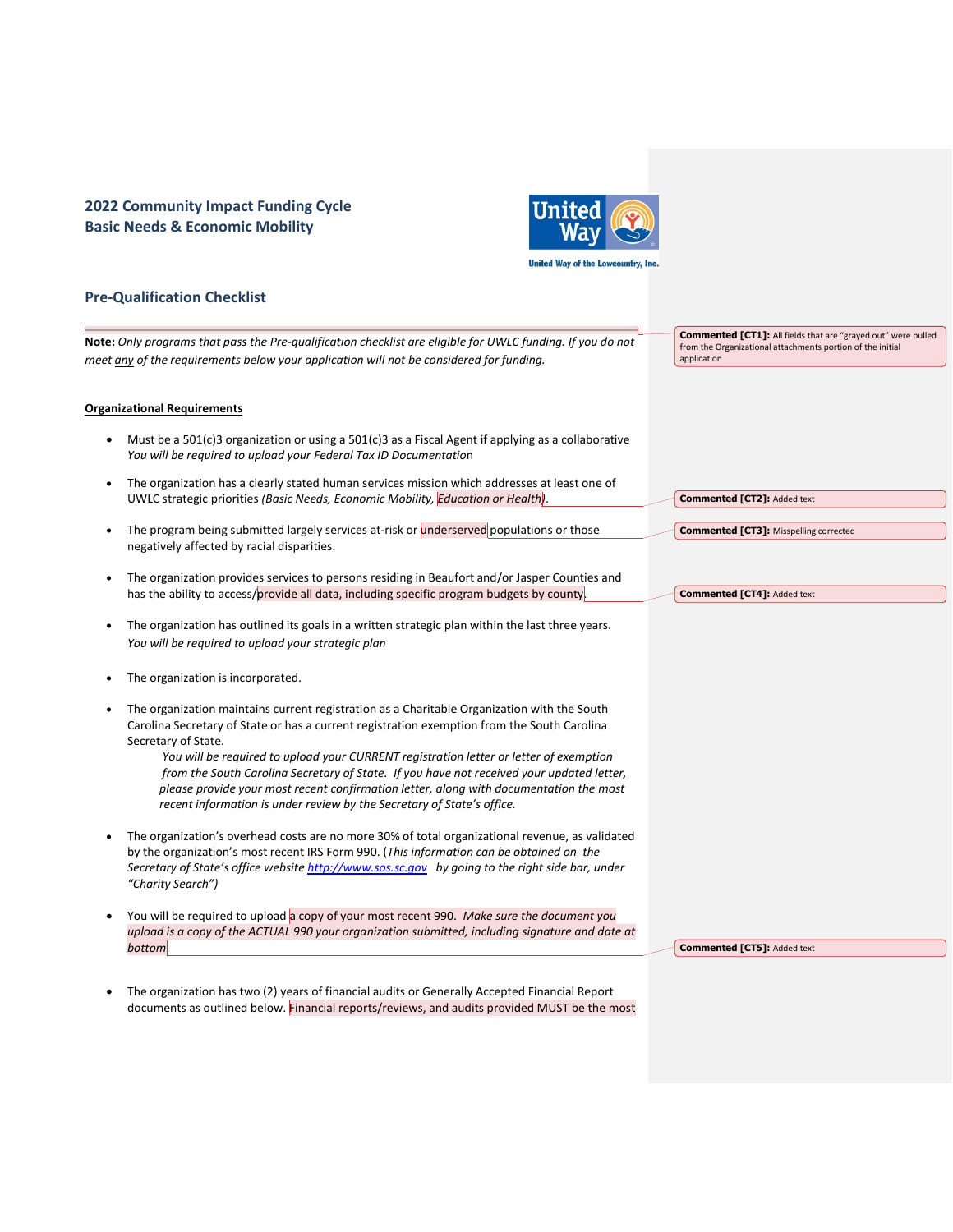## 2022 Community Impact Funding Cycle
## Basic Needs & Economic Mobility

United Way of the Lowcountry, Inc.

## Pre-Qualification Checklist

**Note:** *Only programs that pass the Pre-qualification checklist are eligible for UWLC funding. If you do not meet any of the requirements below your application will not be considered for funding.*

> **Commented [CT1]:** All fields that are "grayed out" were pulled from the Organizational attachments portion of the initial application

**Organizational Requirements**

- Must be a 501(c)3 organization or using a 501(c)3 as a Fiscal Agent if applying as a collaborative
  *You will be required to upload your Federal Tax ID Documentation*
- The organization has a clearly stated human services mission which addresses at least one of UWLC strategic priorities *(Basic Needs, Economic Mobility, Education or Health)*.

  > **Commented [CT2]:** Added text

- The program being submitted largely services at-risk or underserved populations or those negatively affected by racial disparities.

  > **Commented [CT3]:** Misspelling corrected

- The organization provides services to persons residing in Beaufort and/or Jasper Counties and has the ability to access/provide all data, including specific program budgets by county.

  > **Commented [CT4]:** Added text

- The organization has outlined its goals in a written strategic plan within the last three years.
  *You will be required to upload your strategic plan*
- The organization is incorporated.
- The organization maintains current registration as a Charitable Organization with the South Carolina Secretary of State or has a current registration exemption from the South Carolina Secretary of State.
  *You will be required to upload your CURRENT registration letter or letter of exemption from the South Carolina Secretary of State. If you have not received your updated letter, please provide your most recent confirmation letter, along with documentation the most recent information is under review by the Secretary of State's office.*
- The organization's overhead costs are no more 30% of total organizational revenue, as validated by the organization's most recent IRS Form 990. (*This information can be obtained on the Secretary of State's office website http://www.sos.sc.gov by going to the right side bar, under "Charity Search")*
- You will be required to upload a copy of your most recent 990. *Make sure the document you upload is a copy of the ACTUAL 990 your organization submitted, including signature and date at bottom.*

  > **Commented [CT5]:** Added text

- The organization has two (2) years of financial audits or Generally Accepted Financial Report documents as outlined below. Financial reports/reviews, and audits provided MUST be the most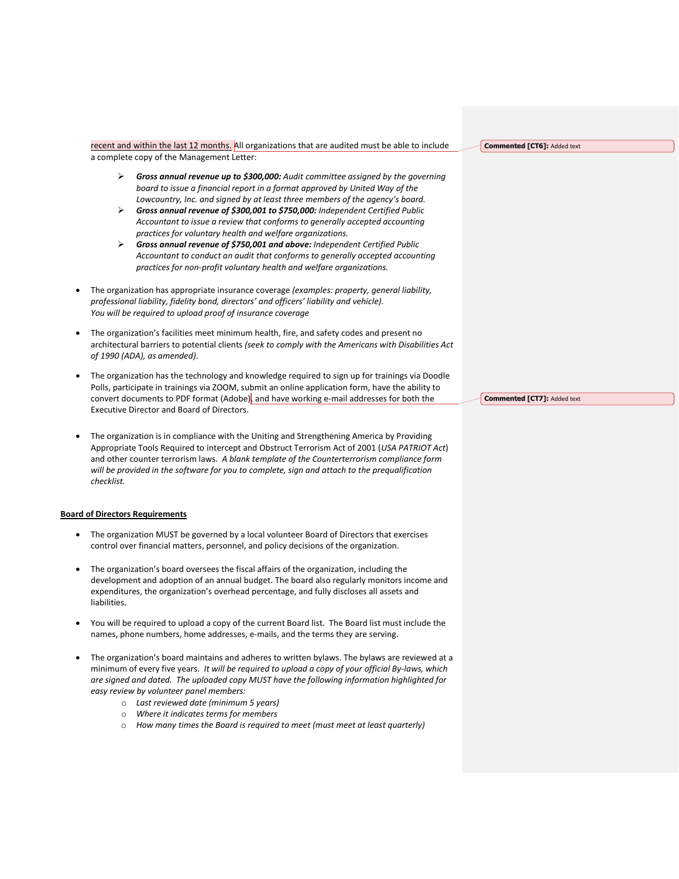recent and within the last 12 months. All organizations that are audited must be able to include a complete copy of the Management Letter:

- ***Gross annual revenue up to $300,000:*** *Audit committee assigned by the governing board to issue a financial report in a format approved by United Way of the Lowcountry, Inc. and signed by at least three members of the agency's board.*
- ***Gross annual revenue of $300,001 to $750,000:*** *Independent Certified Public Accountant to issue a review that conforms to generally accepted accounting practices for voluntary health and welfare organizations.*
- ***Gross annual revenue of $750,001 and above:*** *Independent Certified Public Accountant to conduct an audit that conforms to generally accepted accounting practices for non-profit voluntary health and welfare organizations.*

- The organization has appropriate insurance coverage *(examples: property, general liability, professional liability, fidelity bond, directors' and officers' liability and vehicle). You will be required to upload proof of insurance coverage*

- The organization's facilities meet minimum health, fire, and safety codes and present no architectural barriers to potential clients *(seek to comply with the Americans with Disabilities Act of 1990 (ADA), as amended)*.

- The organization has the technology and knowledge required to sign up for trainings via Doodle Polls, participate in trainings via ZOOM, submit an online application form, have the ability to convert documents to PDF format (Adobe), and have working e-mail addresses for both the Executive Director and Board of Directors.

- The organization is in compliance with the Uniting and Strengthening America by Providing Appropriate Tools Required to intercept and Obstruct Terrorism Act of 2001 (*USA PATRIOT Act*) and other counter terrorism laws. *A blank template of the Counterterrorism compliance form will be provided in the software for you to complete, sign and attach to the prequalification checklist.*

**Board of Directors Requirements**

- The organization MUST be governed by a local volunteer Board of Directors that exercises control over financial matters, personnel, and policy decisions of the organization.

- The organization's board oversees the fiscal affairs of the organization, including the development and adoption of an annual budget. The board also regularly monitors income and expenditures, the organization's overhead percentage, and fully discloses all assets and liabilities.

- You will be required to upload a copy of the current Board list. The Board list must include the names, phone numbers, home addresses, e-mails, and the terms they are serving.

- The organization's board maintains and adheres to written bylaws. The bylaws are reviewed at a minimum of every five years. *It will be required to upload a copy of your official By-laws, which are signed and dated. The uploaded copy MUST have the following information highlighted for easy review by volunteer panel members:*
  - *Last reviewed date (minimum 5 years)*
  - *Where it indicates terms for members*
  - *How many times the Board is required to meet (must meet at least quarterly)*

**Commented [CT6]:** Added text

**Commented [CT7]:** Added text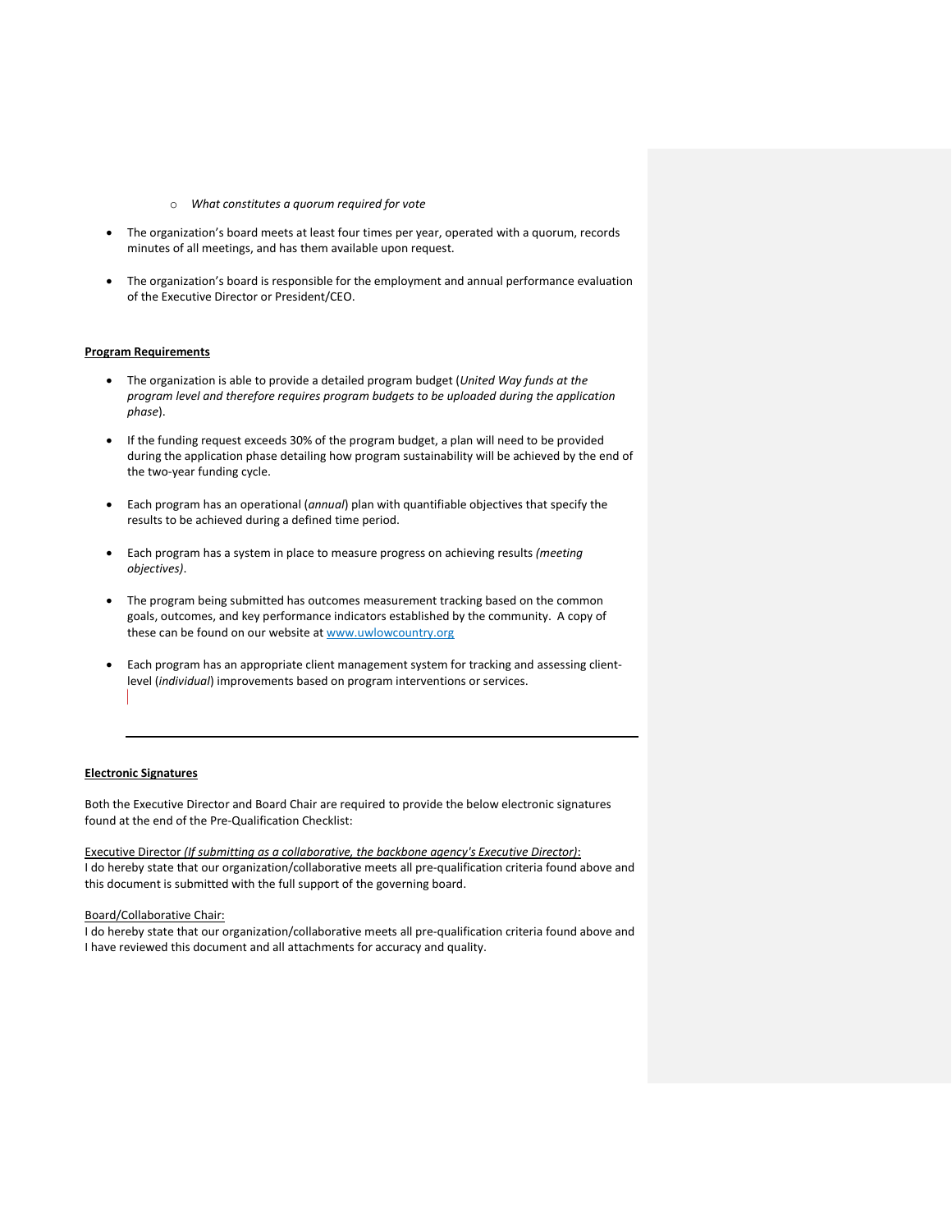- *What constitutes a quorum required for vote*

- The organization's board meets at least four times per year, operated with a quorum, records minutes of all meetings, and has them available upon request.

- The organization's board is responsible for the employment and annual performance evaluation of the Executive Director or President/CEO.

**Program Requirements**

- The organization is able to provide a detailed program budget (*United Way funds at the program level and therefore requires program budgets to be uploaded during the application phase*).

- If the funding request exceeds 30% of the program budget, a plan will need to be provided during the application phase detailing how program sustainability will be achieved by the end of the two-year funding cycle.

- Each program has an operational (*annual*) plan with quantifiable objectives that specify the results to be achieved during a defined time period.

- Each program has a system in place to measure progress on achieving results *(meeting objectives)*.

- The program being submitted has outcomes measurement tracking based on the common goals, outcomes, and key performance indicators established by the community. A copy of these can be found on our website at [www.uwlowcountry.org](www.uwlowcountry.org)

- Each program has an appropriate client management system for tracking and assessing client-level (*individual*) improvements based on program interventions or services.

---

**Electronic Signatures**

Both the Executive Director and Board Chair are required to provide the below electronic signatures found at the end of the Pre-Qualification Checklist:

Executive Director *(If submitting as a collaborative, the backbone agency's Executive Director)*:
I do hereby state that our organization/collaborative meets all pre-qualification criteria found above and this document is submitted with the full support of the governing board.

Board/Collaborative Chair:
I do hereby state that our organization/collaborative meets all pre-qualification criteria found above and I have reviewed this document and all attachments for accuracy and quality.